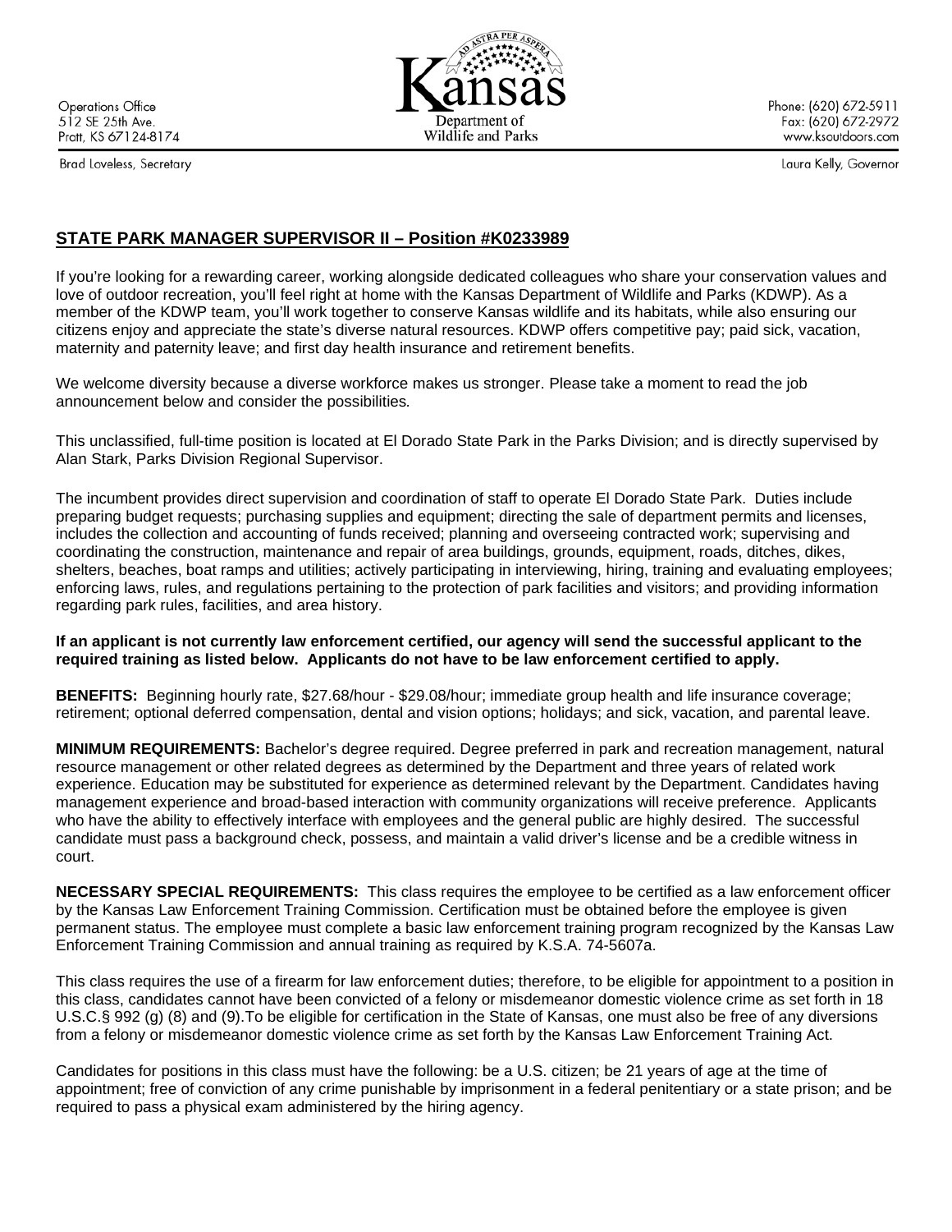Operations Office
512 SE 25th Ave.
Pratt, KS 67124-8174

Brad Loveless, Secretary

Kansas
Department of
Wildlife and Parks

Phone: (620) 672-5911
Fax: (620) 672-2972
www.ksoutdoors.com

Laura Kelly, Governor

## STATE PARK MANAGER SUPERVISOR II – Position #K0233989

If you're looking for a rewarding career, working alongside dedicated colleagues who share your conservation values and love of outdoor recreation, you'll feel right at home with the Kansas Department of Wildlife and Parks (KDWP). As a member of the KDWP team, you'll work together to conserve Kansas wildlife and its habitats, while also ensuring our citizens enjoy and appreciate the state's diverse natural resources. KDWP offers competitive pay; paid sick, vacation, maternity and paternity leave; and first day health insurance and retirement benefits.

We welcome diversity because a diverse workforce makes us stronger. Please take a moment to read the job announcement below and consider the possibilities.

This unclassified, full-time position is located at El Dorado State Park in the Parks Division; and is directly supervised by Alan Stark, Parks Division Regional Supervisor.

The incumbent provides direct supervision and coordination of staff to operate El Dorado State Park. Duties include preparing budget requests; purchasing supplies and equipment; directing the sale of department permits and licenses, includes the collection and accounting of funds received; planning and overseeing contracted work; supervising and coordinating the construction, maintenance and repair of area buildings, grounds, equipment, roads, ditches, dikes, shelters, beaches, boat ramps and utilities; actively participating in interviewing, hiring, training and evaluating employees; enforcing laws, rules, and regulations pertaining to the protection of park facilities and visitors; and providing information regarding park rules, facilities, and area history.

**If an applicant is not currently law enforcement certified, our agency will send the successful applicant to the required training as listed below. Applicants do not have to be law enforcement certified to apply.**

**BENEFITS:** Beginning hourly rate, $27.68/hour - $29.08/hour; immediate group health and life insurance coverage; retirement; optional deferred compensation, dental and vision options; holidays; and sick, vacation, and parental leave.

**MINIMUM REQUIREMENTS:** Bachelor's degree required. Degree preferred in park and recreation management, natural resource management or other related degrees as determined by the Department and three years of related work experience. Education may be substituted for experience as determined relevant by the Department. Candidates having management experience and broad-based interaction with community organizations will receive preference. Applicants who have the ability to effectively interface with employees and the general public are highly desired. The successful candidate must pass a background check, possess, and maintain a valid driver's license and be a credible witness in court.

**NECESSARY SPECIAL REQUIREMENTS:** This class requires the employee to be certified as a law enforcement officer by the Kansas Law Enforcement Training Commission. Certification must be obtained before the employee is given permanent status. The employee must complete a basic law enforcement training program recognized by the Kansas Law Enforcement Training Commission and annual training as required by K.S.A. 74-5607a.

This class requires the use of a firearm for law enforcement duties; therefore, to be eligible for appointment to a position in this class, candidates cannot have been convicted of a felony or misdemeanor domestic violence crime as set forth in 18 U.S.C.§ 992 (g) (8) and (9).To be eligible for certification in the State of Kansas, one must also be free of any diversions from a felony or misdemeanor domestic violence crime as set forth by the Kansas Law Enforcement Training Act.

Candidates for positions in this class must have the following: be a U.S. citizen; be 21 years of age at the time of appointment; free of conviction of any crime punishable by imprisonment in a federal penitentiary or a state prison; and be required to pass a physical exam administered by the hiring agency.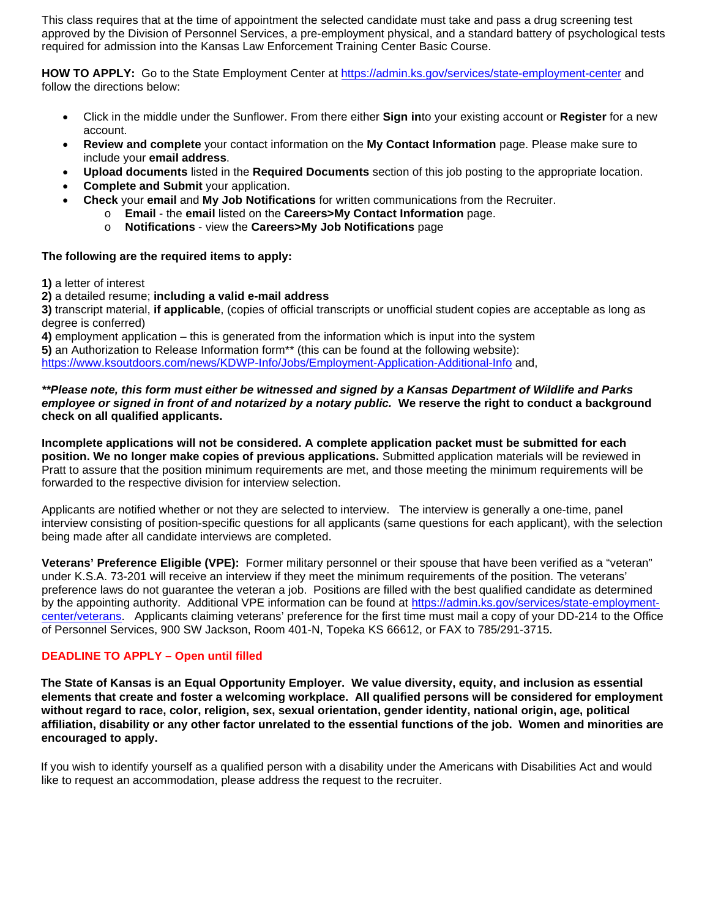This class requires that at the time of appointment the selected candidate must take and pass a drug screening test approved by the Division of Personnel Services, a pre-employment physical, and a standard battery of psychological tests required for admission into the Kansas Law Enforcement Training Center Basic Course.

**HOW TO APPLY:** Go to the State Employment Center at https://admin.ks.gov/services/state-employment-center and follow the directions below:

- Click in the middle under the Sunflower. From there either **Sign in**to your existing account or **Register** for a new account.
- **Review and complete** your contact information on the **My Contact Information** page. Please make sure to include your **email address**.
- **Upload documents** listed in the **Required Documents** section of this job posting to the appropriate location.
- **Complete and Submit** your application.
- **Check** your **email** and **My Job Notifications** for written communications from the Recruiter.
  - **Email** - the **email** listed on the **Careers>My Contact Information** page.
  - **Notifications** - view the **Careers>My Job Notifications** page

**The following are the required items to apply:**

**1)** a letter of interest
**2)** a detailed resume; **including a valid e-mail address**
**3)** transcript material, **if applicable**, (copies of official transcripts or unofficial student copies are acceptable as long as degree is conferred)
**4)** employment application – this is generated from the information which is input into the system
**5)** an Authorization to Release Information form** (this can be found at the following website): https://www.ksoutdoors.com/news/KDWP-Info/Jobs/Employment-Application-Additional-Info and,

***\*\*Please note, this form must either be witnessed and signed by a Kansas Department of Wildlife and Parks employee or signed in front of and notarized by a notary public.* We reserve the right to conduct a background check on all qualified applicants.**

**Incomplete applications will not be considered. A complete application packet must be submitted for each position. We no longer make copies of previous applications.** Submitted application materials will be reviewed in Pratt to assure that the position minimum requirements are met, and those meeting the minimum requirements will be forwarded to the respective division for interview selection.

Applicants are notified whether or not they are selected to interview. The interview is generally a one-time, panel interview consisting of position-specific questions for all applicants (same questions for each applicant), with the selection being made after all candidate interviews are completed.

**Veterans' Preference Eligible (VPE):** Former military personnel or their spouse that have been verified as a "veteran" under K.S.A. 73-201 will receive an interview if they meet the minimum requirements of the position. The veterans' preference laws do not guarantee the veteran a job. Positions are filled with the best qualified candidate as determined by the appointing authority. Additional VPE information can be found at https://admin.ks.gov/services/state-employment-center/veterans. Applicants claiming veterans' preference for the first time must mail a copy of your DD-214 to the Office of Personnel Services, 900 SW Jackson, Room 401-N, Topeka KS 66612, or FAX to 785/291-3715.

**DEADLINE TO APPLY – Open until filled**

**The State of Kansas is an Equal Opportunity Employer. We value diversity, equity, and inclusion as essential elements that create and foster a welcoming workplace. All qualified persons will be considered for employment without regard to race, color, religion, sex, sexual orientation, gender identity, national origin, age, political affiliation, disability or any other factor unrelated to the essential functions of the job. Women and minorities are encouraged to apply.**

If you wish to identify yourself as a qualified person with a disability under the Americans with Disabilities Act and would like to request an accommodation, please address the request to the recruiter.